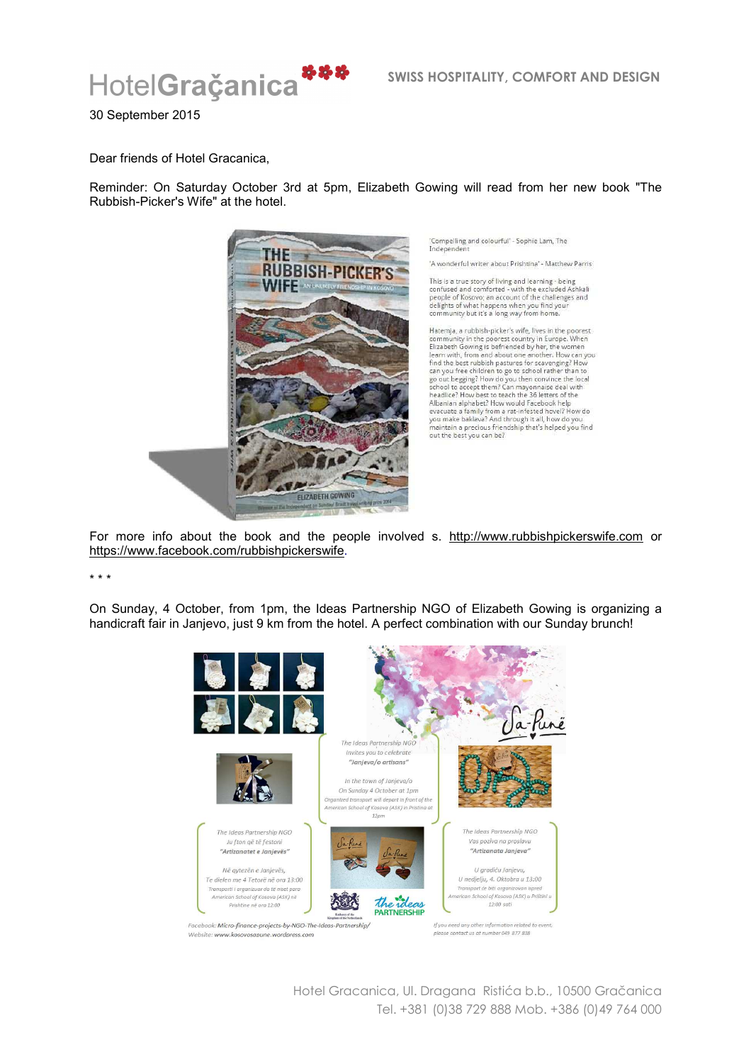HotelGraçanica

**SWISS HOSPITALITY, COMFORT AND DESIGN**

30 September 2015

Dear friends of Hotel Gracanica,

Reminder: On Saturday October 3rd at 5pm, Elizabeth Gowing will read from her new book "The Rubbish-Picker's Wife" at the hotel.

'Compelling and colourful' - Sophie Lam, The Independent

'A wonderful writer about Prishtina' - Matthew Parris

This is a true story of living and learning - being confused and comforted - with the excluded Ashkali people of Kosovo; an account of the challenges and delights of what happens when you find your community but it's a long way from home.

Hatemja, a rubbish-picker's wife, lives in the poorest community in the poorest country in Europe. When Elizabeth Gowing is befriended by her, the women learn with, from and about one another. How can you find the best rubbish pastures for scavenging? How can you free children to go to school rather than to go out begging? How do you then convince the local school to accept them? Can mayonnaise deal with headlice? How best to teach the 36 letters of the Albanian alphabet? How would Facebook help evacuate a family from a rat-infested hovel? How do you make baklava? And through it all, how do you maintain a precious friendship that's helped you find out the best you can be?

For more info about the book and the people involved s. http://www.rubbishpickerswife.com or https://www.facebook.com/rubbishpickerswife.

* * *

On Sunday, 4 October, from 1pm, the Ideas Partnership NGO of Elizabeth Gowing is organizing a handicraft fair in Janjevo, just 9 km from the hotel. A perfect combination with our Sunday brunch!

The Ideas Partnership NGO
Invites you to celebrate
*"Janjeva/o artisans"*

In the town of Janjeva/o
On Sunday 4 October at 1pm
Organized transport will depart in front of the American School of Kosova (ASK) in Pristina at 12pm

The Ideas Partnership NGO
Ju fton që të festoni
*"Artizanatet e Janjevës"*

Në qytezën e Janjevës,
Te dielen me 4 Tetorë në ora 13:00
Transporti i organizuar do të niset para American School of Kosova (ASK) në Prishtinë në ora 12:00

The Ideas Partnership NGO
Vas poziva na proslavu
*"Artizanata Janjeva"*

U gradiću Janjevu,
U nedjelju, 4. Oktobra u 13:00
Transport će biti organizovan ispred American School of Kosova (ASK) u Prištini u 12:00 sati

Facebook: Micro-finance-projects-by-NGO-The-Ideas-Partnership/
Website: www.kosovosapune.wordpress.com

If you need any other information related to event, please contact us at number 049 877 838

Hotel Gracanica, Ul. Dragana Ristića b.b., 10500 Gračanica
Tel. +381 (0)38 729 888 Mob. +386 (0)49 764 000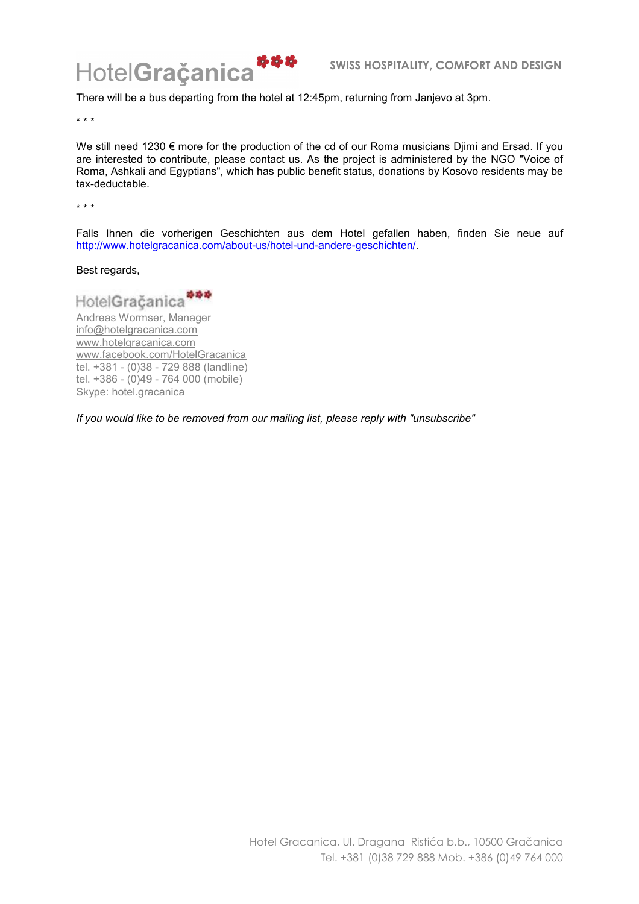There will be a bus departing from the hotel at 12:45pm, returning from Janjevo at 3pm.

* * *

We still need 1230 € more for the production of the cd of our Roma musicians Djimi and Ersad. If you are interested to contribute, please contact us. As the project is administered by the NGO "Voice of Roma, Ashkali and Egyptians", which has public benefit status, donations by Kosovo residents may be tax-deductable.

* * *

Falls Ihnen die vorherigen Geschichten aus dem Hotel gefallen haben, finden Sie neue auf http://www.hotelgracanica.com/about-us/hotel-und-andere-geschichten/.

Best regards,

HotelGraçanica

Andreas Wormser, Manager
info@hotelgracanica.com
www.hotelgracanica.com
www.facebook.com/HotelGracanica
tel. +381 - (0)38 - 729 888 (landline)
tel. +386 - (0)49 - 764 000 (mobile)
Skype: hotel.gracanica

*If you would like to be removed from our mailing list, please reply with "unsubscribe"*